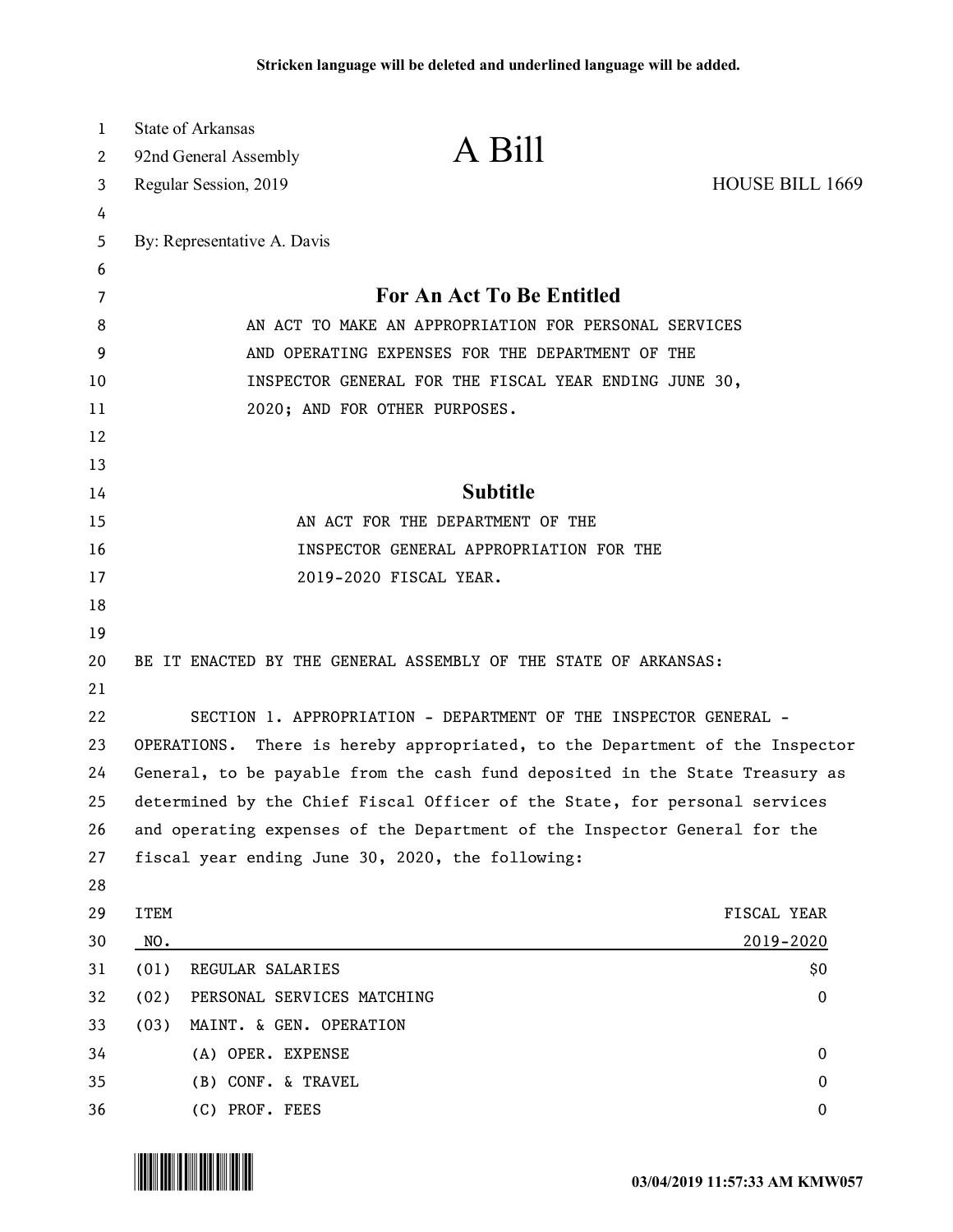Stricken language will be deleted and underlined language will be added.

State of Arkansas
92nd General Assembly
Regular Session, 2019

# A Bill

HOUSE BILL 1669

By: Representative A. Davis

## For An Act To Be Entitled

AN ACT TO MAKE AN APPROPRIATION FOR PERSONAL SERVICES AND OPERATING EXPENSES FOR THE DEPARTMENT OF THE INSPECTOR GENERAL FOR THE FISCAL YEAR ENDING JUNE 30, 2020; AND FOR OTHER PURPOSES.

## Subtitle

AN ACT FOR THE DEPARTMENT OF THE INSPECTOR GENERAL APPROPRIATION FOR THE 2019-2020 FISCAL YEAR.

BE IT ENACTED BY THE GENERAL ASSEMBLY OF THE STATE OF ARKANSAS:

SECTION 1. APPROPRIATION - DEPARTMENT OF THE INSPECTOR GENERAL - OPERATIONS. There is hereby appropriated, to the Department of the Inspector General, to be payable from the cash fund deposited in the State Treasury as determined by the Chief Fiscal Officer of the State, for personal services and operating expenses of the Department of the Inspector General for the fiscal year ending June 30, 2020, the following:

| ITEM NO. | | FISCAL YEAR 2019-2020 |
|---|---|---|
| (01) | REGULAR SALARIES | $0 |
| (02) | PERSONAL SERVICES MATCHING | 0 |
| (03) | MAINT. & GEN. OPERATION | |
| | (A) OPER. EXPENSE | 0 |
| | (B) CONF. & TRAVEL | 0 |
| | (C) PROF. FEES | 0 |

03/04/2019 11:57:33 AM KMW057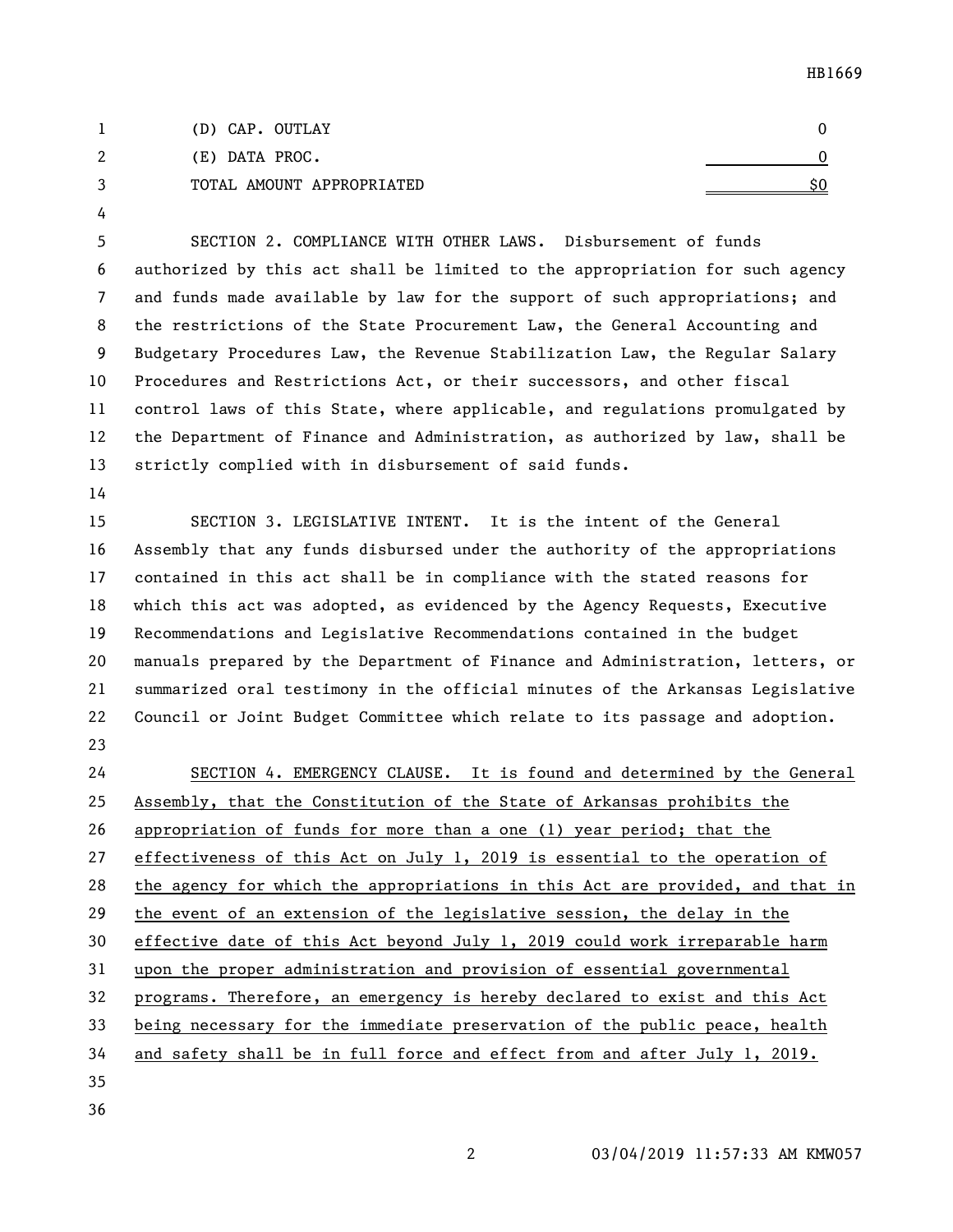| | |
|---|---|
| (D) CAP. OUTLAY | 0 |
| (E) DATA PROC. | 0 |
| TOTAL AMOUNT APPROPRIATED | $0 |

SECTION 2. COMPLIANCE WITH OTHER LAWS. Disbursement of funds authorized by this act shall be limited to the appropriation for such agency and funds made available by law for the support of such appropriations; and the restrictions of the State Procurement Law, the General Accounting and Budgetary Procedures Law, the Revenue Stabilization Law, the Regular Salary Procedures and Restrictions Act, or their successors, and other fiscal control laws of this State, where applicable, and regulations promulgated by the Department of Finance and Administration, as authorized by law, shall be strictly complied with in disbursement of said funds.

SECTION 3. LEGISLATIVE INTENT. It is the intent of the General Assembly that any funds disbursed under the authority of the appropriations contained in this act shall be in compliance with the stated reasons for which this act was adopted, as evidenced by the Agency Requests, Executive Recommendations and Legislative Recommendations contained in the budget manuals prepared by the Department of Finance and Administration, letters, or summarized oral testimony in the official minutes of the Arkansas Legislative Council or Joint Budget Committee which relate to its passage and adoption.

SECTION 4. EMERGENCY CLAUSE. It is found and determined by the General Assembly, that the Constitution of the State of Arkansas prohibits the appropriation of funds for more than a one (1) year period; that the effectiveness of this Act on July 1, 2019 is essential to the operation of the agency for which the appropriations in this Act are provided, and that in the event of an extension of the legislative session, the delay in the effective date of this Act beyond July 1, 2019 could work irreparable harm upon the proper administration and provision of essential governmental programs. Therefore, an emergency is hereby declared to exist and this Act being necessary for the immediate preservation of the public peace, health and safety shall be in full force and effect from and after July 1, 2019.